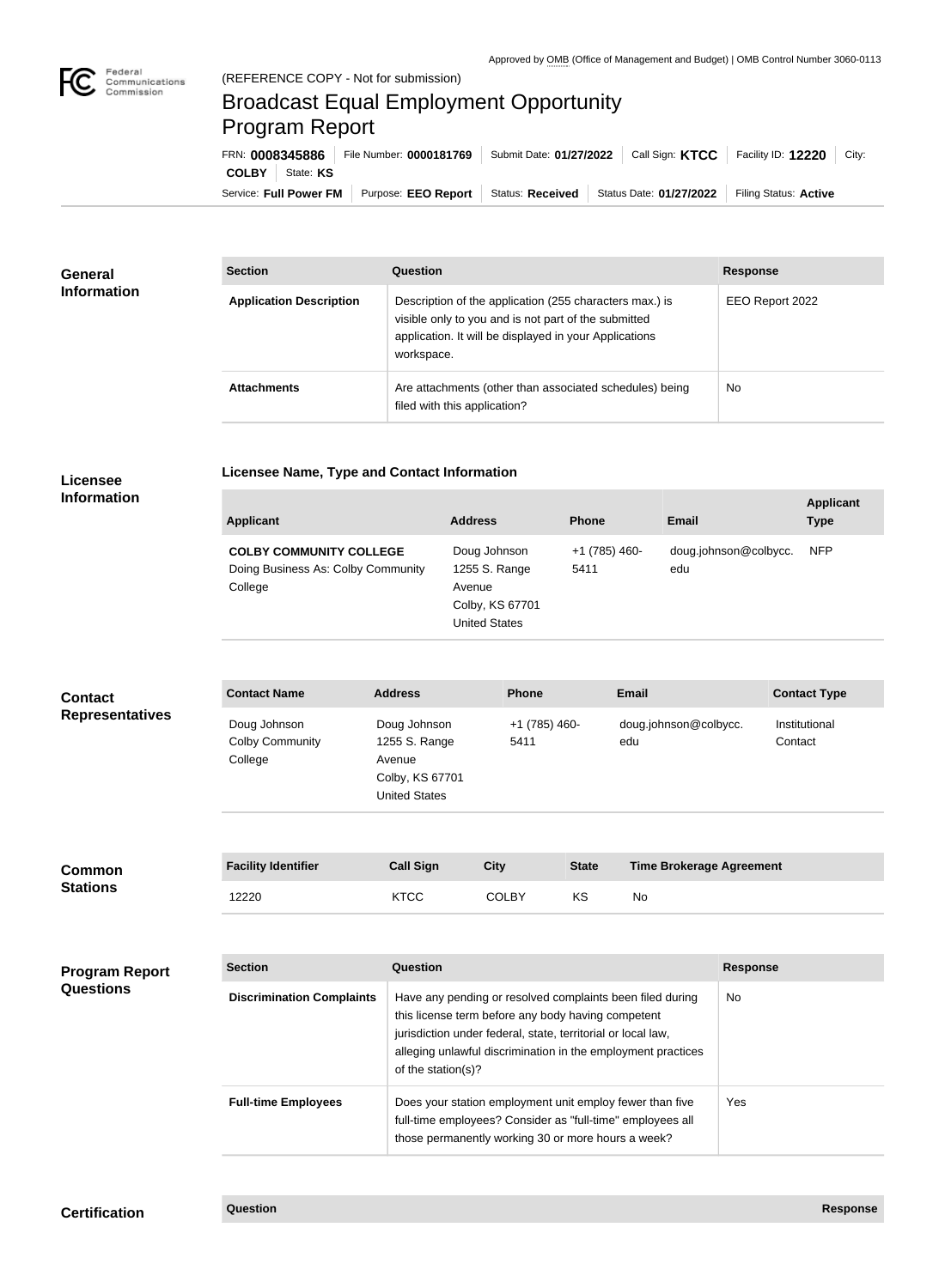Approved by OMB (Office of Management and Budget) | OMB Control Number 3060-0113

(REFERENCE COPY - Not for submission)

# Broadcast Equal Employment Opportunity Program Report

FRN: **0008345886** | File Number: **0000181769** | Submit Date: **01/27/2022** | Call Sign: **KTCC** | Facility ID: **12220** | City: **COLBY** | State: **KS**

Service: **Full Power FM** | Purpose: **EEO Report** | Status: **Received** | Status Date: **01/27/2022** | Filing Status: **Active**

## General Information

| Section | Question | Response |
| --- | --- | --- |
| **Application Description** | Description of the application (255 characters max.) is visible only to you and is not part of the submitted application. It will be displayed in your Applications workspace. | EEO Report 2022 |
| **Attachments** | Are attachments (other than associated schedules) being filed with this application? | No |

## Licensee Information

### Licensee Name, Type and Contact Information

| Applicant | Address | Phone | Email | Applicant Type |
| --- | --- | --- | --- | --- |
| **COLBY COMMUNITY COLLEGE** Doing Business As: Colby Community College | Doug Johnson 1255 S. Range Avenue Colby, KS 67701 United States | +1 (785) 460-5411 | doug.johnson@colbycc.edu | NFP |

## Contact Representatives

| Contact Name | Address | Phone | Email | Contact Type |
| --- | --- | --- | --- | --- |
| Doug Johnson Colby Community College | Doug Johnson 1255 S. Range Avenue Colby, KS 67701 United States | +1 (785) 460-5411 | doug.johnson@colbycc.edu | Institutional Contact |

## Common Stations

| Facility Identifier | Call Sign | City | State | Time Brokerage Agreement |
| --- | --- | --- | --- | --- |
| 12220 | KTCC | COLBY | KS | No |

## Program Report Questions

| Section | Question | Response |
| --- | --- | --- |
| **Discrimination Complaints** | Have any pending or resolved complaints been filed during this license term before any body having competent jurisdiction under federal, state, territorial or local law, alleging unlawful discrimination in the employment practices of the station(s)? | No |
| **Full-time Employees** | Does your station employment unit employ fewer than five full-time employees? Consider as "full-time" employees all those permanently working 30 or more hours a week? | Yes |

## Certification

| Question | Response |
| --- | --- |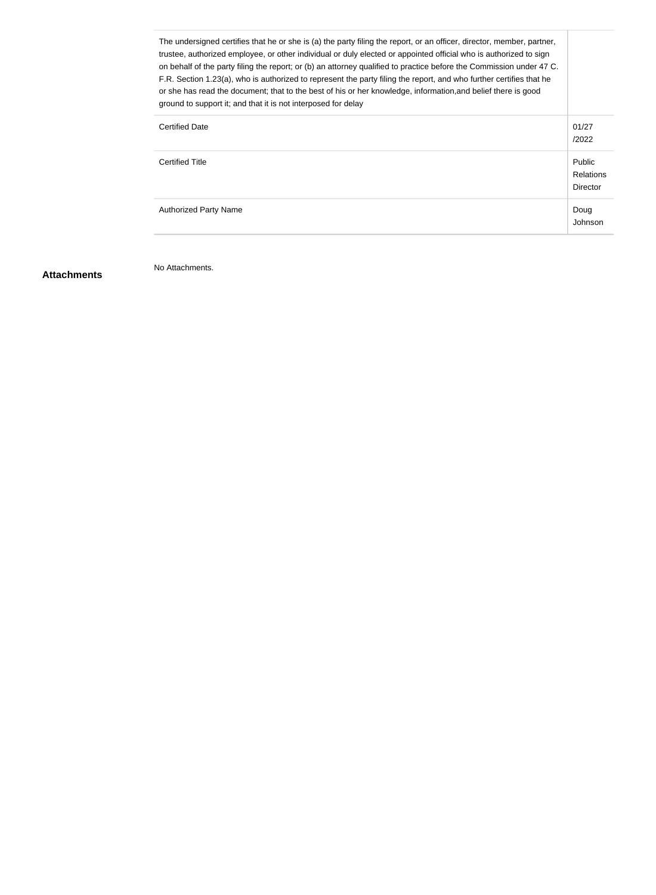| | |
|---|---|
| The undersigned certifies that he or she is (a) the party filing the report, or an officer, director, member, partner, trustee, authorized employee, or other individual or duly elected or appointed official who is authorized to sign on behalf of the party filing the report; or (b) an attorney qualified to practice before the Commission under 47 C.F.R. Section 1.23(a), who is authorized to represent the party filing the report, and who further certifies that he or she has read the document; that to the best of his or her knowledge, information,and belief there is good ground to support it; and that it is not interposed for delay | |
| Certified Date | 01/27/2022 |
| Certified Title | Public Relations Director |
| Authorized Party Name | Doug Johnson |

**Attachments**

No Attachments.